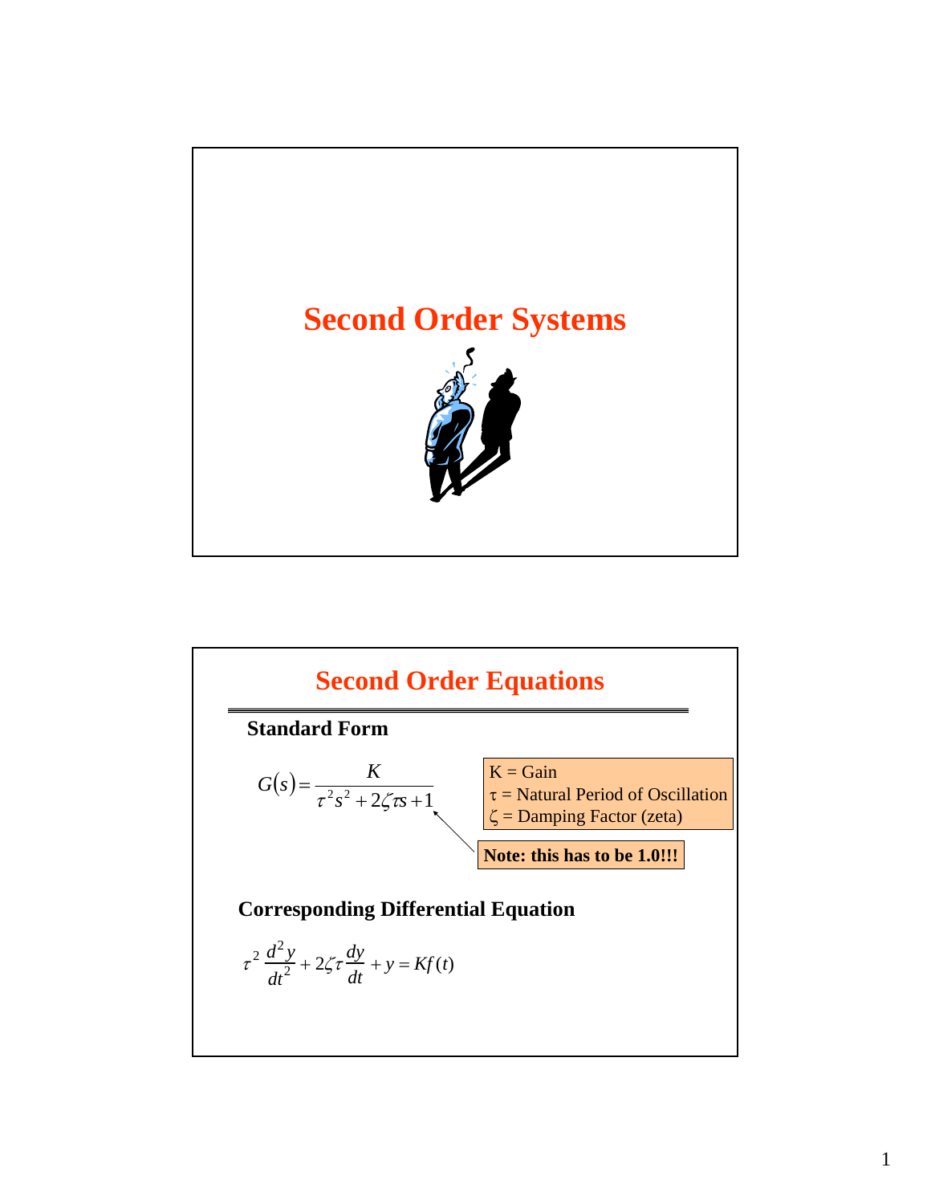# Second Order Systems

## Second Order Equations

**Standard Form**

$$G(s) = \frac{K}{\tau^2 s^2 + 2\zeta\tau s + 1}$$

K = Gain
τ = Natural Period of Oscillation
ζ = Damping Factor (zeta)

**Note: this has to be 1.0!!!**

**Corresponding Differential Equation**

$$\tau^2 \frac{d^2 y}{dt^2} + 2\zeta\tau \frac{dy}{dt} + y = Kf(t)$$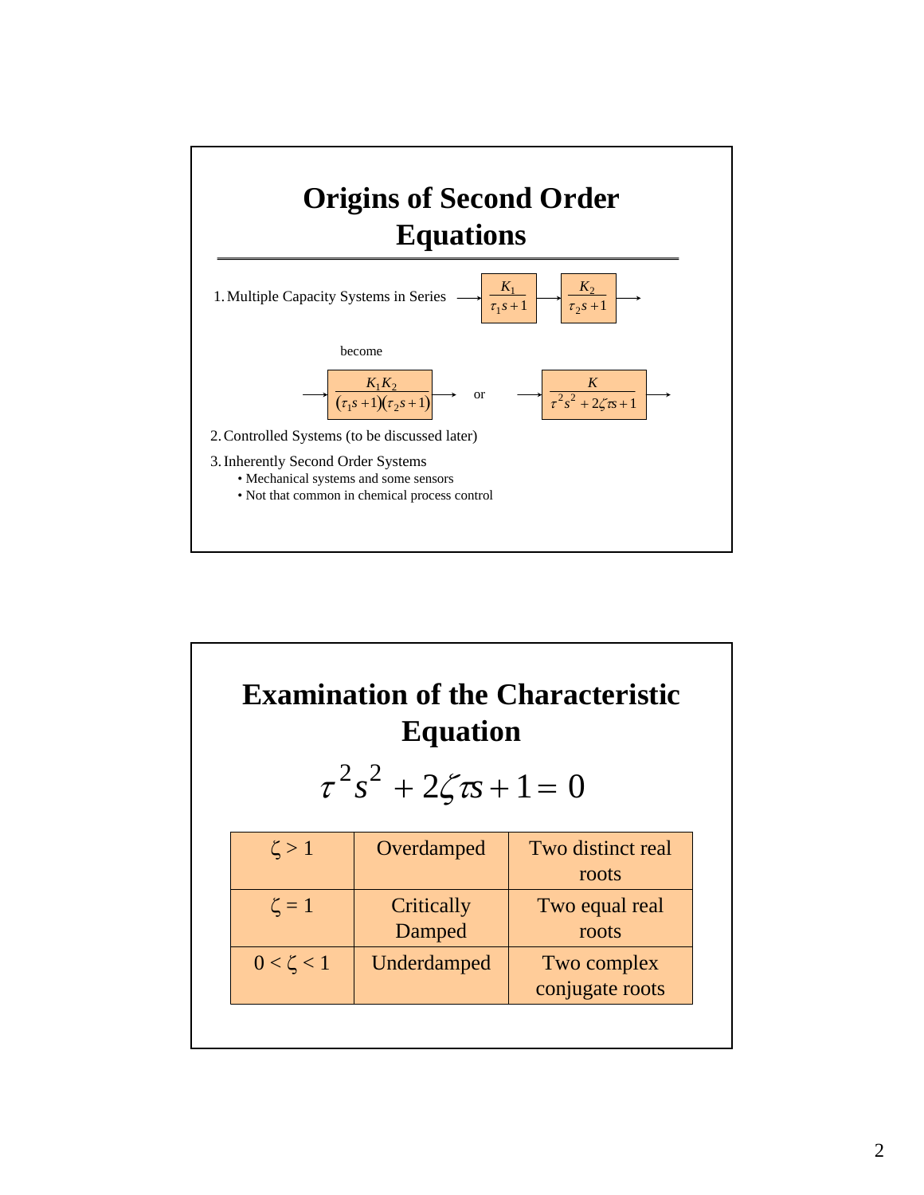# Origins of Second Order Equations

1. Multiple Capacity Systems in Series $\longrightarrow \boxed{\dfrac{K_1}{\tau_1 s+1}} \longrightarrow \boxed{\dfrac{K_2}{\tau_2 s+1}} \longrightarrow$

become

$\longrightarrow \boxed{\dfrac{K_1 K_2}{(\tau_1 s+1)(\tau_2 s+1)}} \longrightarrow$ or $\longrightarrow \boxed{\dfrac{K}{\tau^2 s^2 + 2\zeta\tau s+1}} \longrightarrow$

2. Controlled Systems (to be discussed later)
3. Inherently Second Order Systems
   - Mechanical systems and some sensors
   - Not that common in chemical process control

# Examination of the Characteristic Equation

$$\tau^2 s^2 + 2\zeta\tau s + 1 = 0$$

| | | |
|---|---|---|
| $\zeta > 1$ | Overdamped | Two distinct real roots |
| $\zeta = 1$ | Critically Damped | Two equal real roots |
| $0 < \zeta < 1$ | Underdamped | Two complex conjugate roots |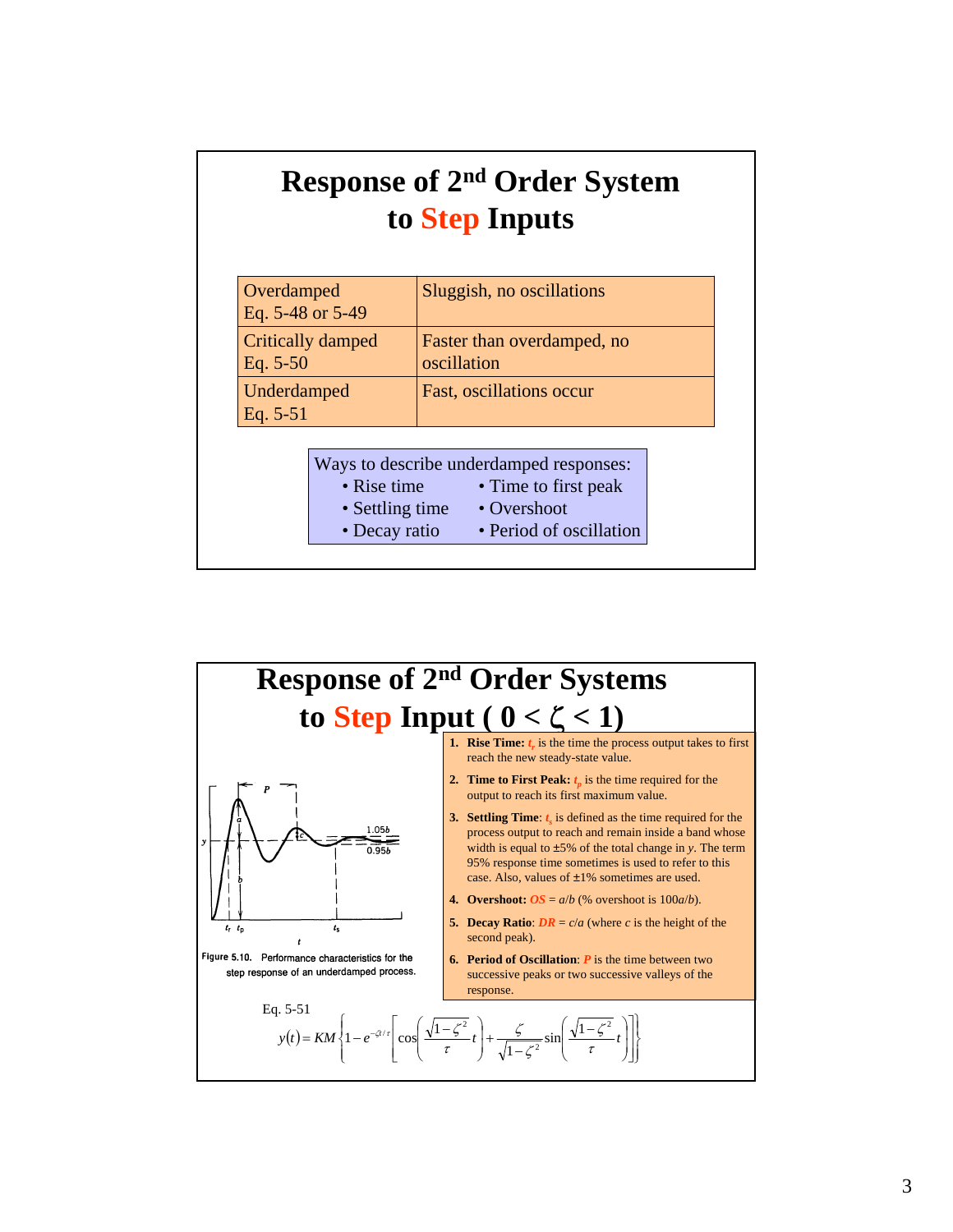# Response of 2nd Order System to Step Inputs

| | |
|---|---|
| Overdamped<br>Eq. 5-48 or 5-49 | Sluggish, no oscillations |
| Critically damped<br>Eq. 5-50 | Faster than overdamped, no oscillation |
| Underdamped<br>Eq. 5-51 | Fast, oscillations occur |

Ways to describe underdamped responses:

- Rise time
- Settling time
- Decay ratio
- Time to first peak
- Overshoot
- Period of oscillation

# Response of 2nd Order Systems to Step Input ( $0 < \zeta < 1$)

Figure 5.10. Performance characteristics for the step response of an underdamped process.

1. **Rise Time:** $t_r$ is the time the process output takes to first reach the new steady-state value.
2. **Time to First Peak:** $t_p$ is the time required for the output to reach its first maximum value.
3. **Settling Time**: $t_s$ is defined as the time required for the process output to reach and remain inside a band whose width is equal to ±5% of the total change in $y$. The term 95% response time sometimes is used to refer to this case. Also, values of ±1% sometimes are used.
4. **Overshoot:** $OS = a/b$ (% overshoot is $100a/b$).
5. **Decay Ratio**: $DR = c/a$ (where $c$ is the height of the second peak).
6. **Period of Oscillation**: $P$ is the time between two successive peaks or two successive valleys of the response.

Eq. 5-51

$$y(t) = KM\left\{1 - e^{-\zeta t/\tau}\left[\cos\left(\frac{\sqrt{1-\zeta^2}}{\tau}t\right) + \frac{\zeta}{\sqrt{1-\zeta^2}}\sin\left(\frac{\sqrt{1-\zeta^2}}{\tau}t\right)\right]\right\}$$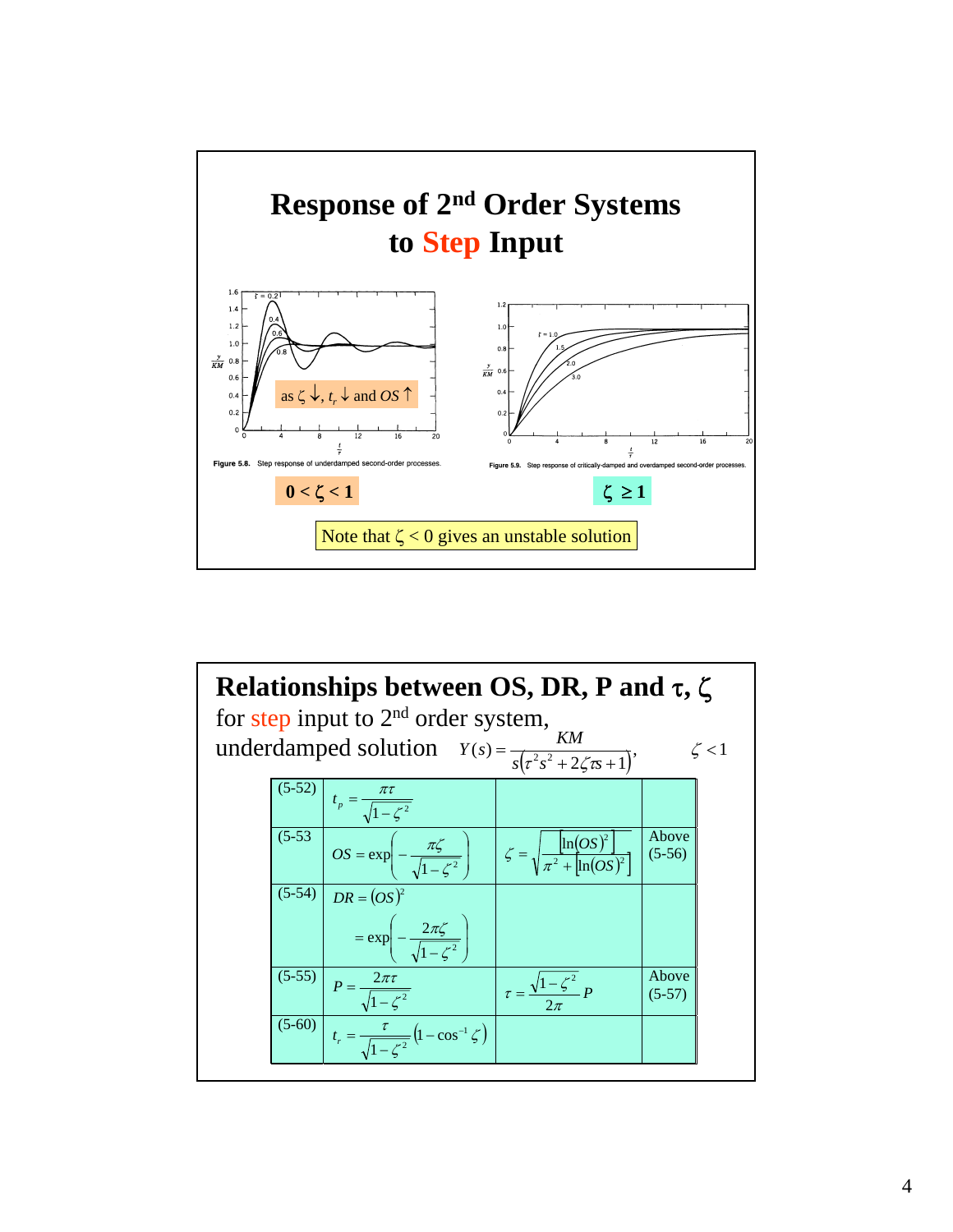# Response of 2nd Order Systems to Step Input

as $\zeta \downarrow$, $t_r \downarrow$ and $OS \uparrow$

Figure 5.8. Step response of underdamped second-order processes.

Figure 5.9. Step response of critically-damped and overdamped second-order processes.

$0 < \zeta < 1$

$\zeta \geq 1$

Note that $\zeta < 0$ gives an unstable solution

# Relationships between OS, DR, P and $\tau$, $\zeta$

for step input to 2nd order system, underdamped solution $Y(s) = \dfrac{KM}{s(\tau^2 s^2 + 2\zeta\tau s + 1)}$, $\zeta < 1$

| | | | |
|---|---|---|---|
| (5-52) | $t_p = \dfrac{\pi\tau}{\sqrt{1-\zeta^2}}$ | | |
| (5-53) | $OS = \exp\left(-\dfrac{\pi\zeta}{\sqrt{1-\zeta^2}}\right)$ | $\zeta = \sqrt{\dfrac{[\ln(OS)]^2}{\pi^2 + [\ln(OS)]^2}}$ | Above (5-56) |
| (5-54) | $DR = (OS)^2 = \exp\left(-\dfrac{2\pi\zeta}{\sqrt{1-\zeta^2}}\right)$ | | |
| (5-55) | $P = \dfrac{2\pi\tau}{\sqrt{1-\zeta^2}}$ | $\tau = \dfrac{\sqrt{1-\zeta^2}}{2\pi} P$ | Above (5-57) |
| (5-60) | $t_r = \dfrac{\tau}{\sqrt{1-\zeta^2}}\left(1 - \cos^{-1}\zeta\right)$ | | |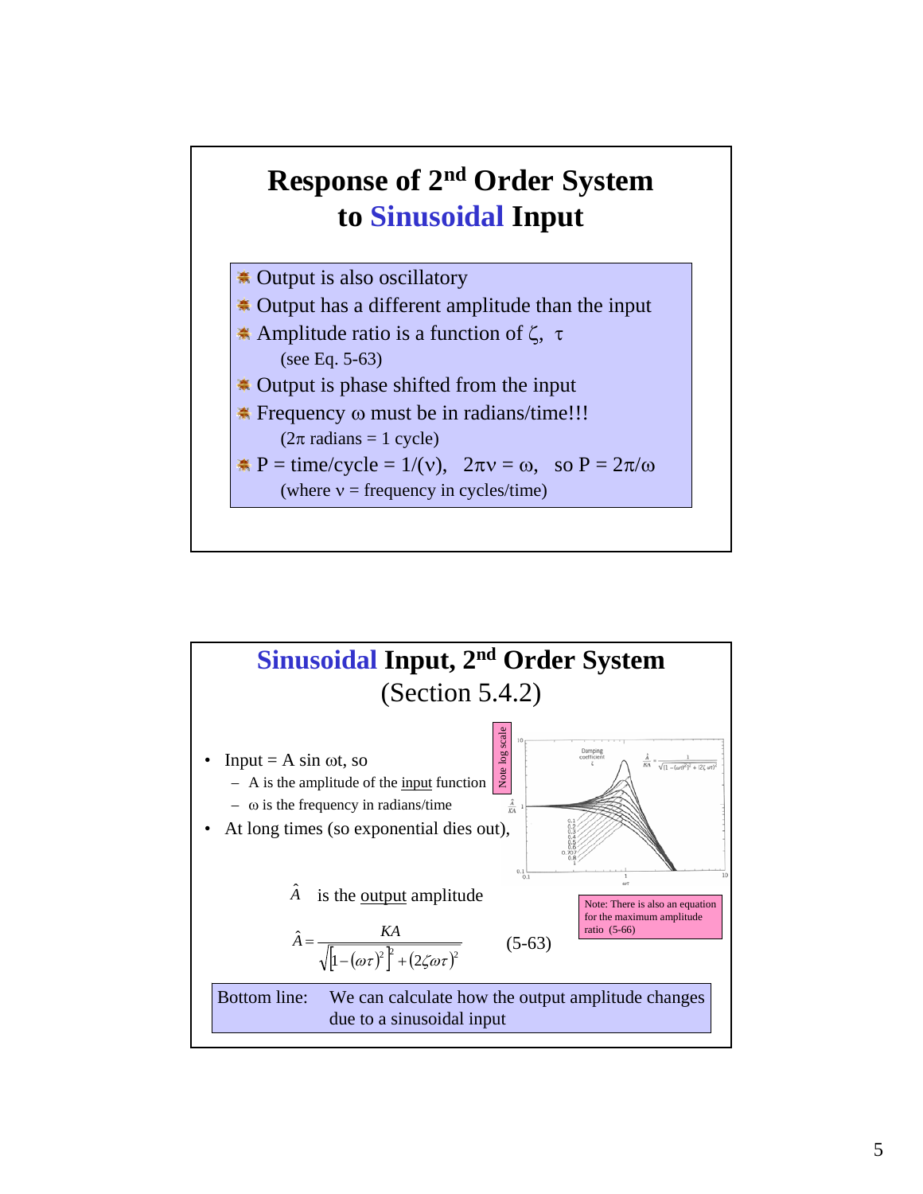# Response of 2nd Order System to Sinusoidal Input

- Output is also oscillatory
- Output has a different amplitude than the input
- Amplitude ratio is a function of $\zeta$, $\tau$
  (see Eq. 5-63)
- Output is phase shifted from the input
- Frequency $\omega$ must be in radians/time!!!
  ($2\pi$ radians = 1 cycle)
- P = time/cycle = $1/(\nu)$, $2\pi\nu = \omega$, so $P = 2\pi/\omega$
  (where $\nu$ = frequency in cycles/time)

# Sinusoidal Input, 2nd Order System (Section 5.4.2)

- Input = $A \sin \omega t$, so
  - A is the amplitude of the input function
  - $\omega$ is the frequency in radians/time
- At long times (so exponential dies out),

Note log scale

Damping coefficient $\zeta$

$$\frac{\hat{A}}{KA} = \frac{1}{\sqrt{[1-(\omega\tau)^2]^2 + (2\zeta\omega\tau)^2}}$$

$\zeta$: 0.1, 0.2, 0.3, 0.4, 0.5, 0.6, 0.707, 0.8, 1

$\hat{A}$ is the output amplitude

$$\hat{A} = \frac{KA}{\sqrt{\left[1-(\omega\tau)^2\right]^2 + (2\zeta\omega\tau)^2}} \qquad (5\text{-}63)$$

Note: There is also an equation for the maximum amplitude ratio (5-66)

Bottom line: We can calculate how the output amplitude changes due to a sinusoidal input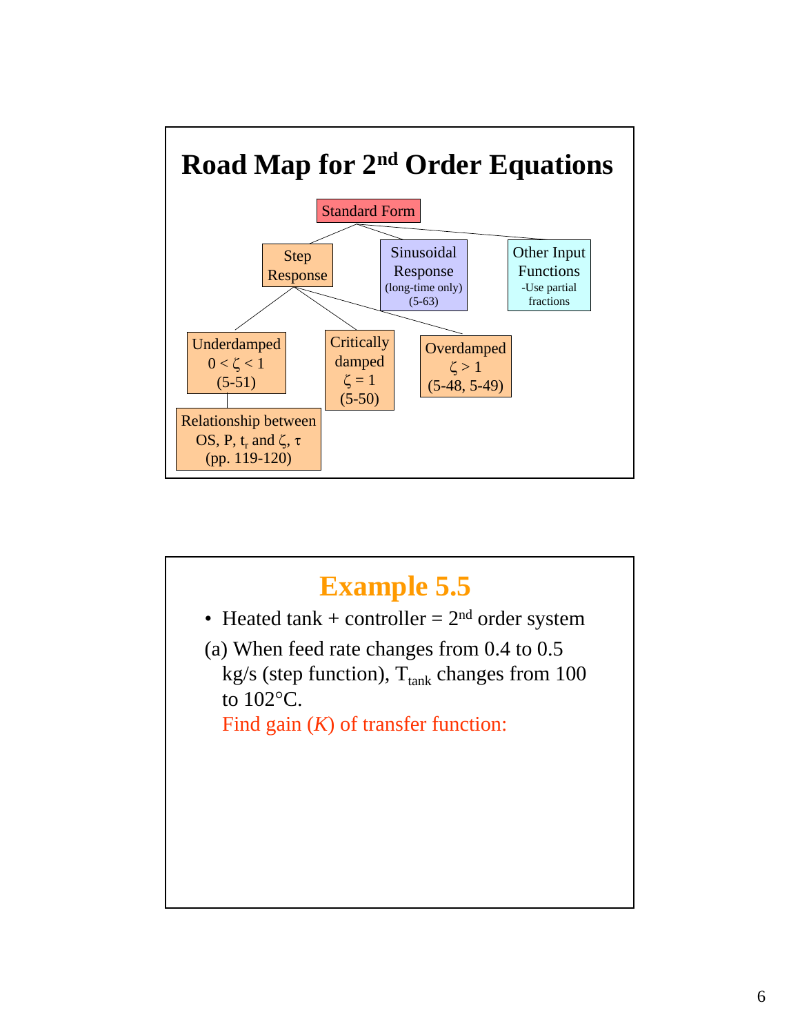# Road Map for $2^{nd}$ Order Equations

- Standard Form
  - Step Response
    - Underdamped $0 < \zeta < 1$ (5-51)
      - Relationship between OS, P, $t_r$ and $\zeta$, $\tau$ (pp. 119-120)
    - Critically damped $\zeta = 1$ (5-50)
    - Overdamped $\zeta > 1$ (5-48, 5-49)
  - Sinusoidal Response (long-time only) (5-63)
  - Other Input Functions -Use partial fractions

# Example 5.5

- Heated tank + controller = $2^{nd}$ order system

(a) When feed rate changes from 0.4 to 0.5 kg/s (step function), $T_{tank}$ changes from 100 to 102°C.

Find gain ($K$) of transfer function: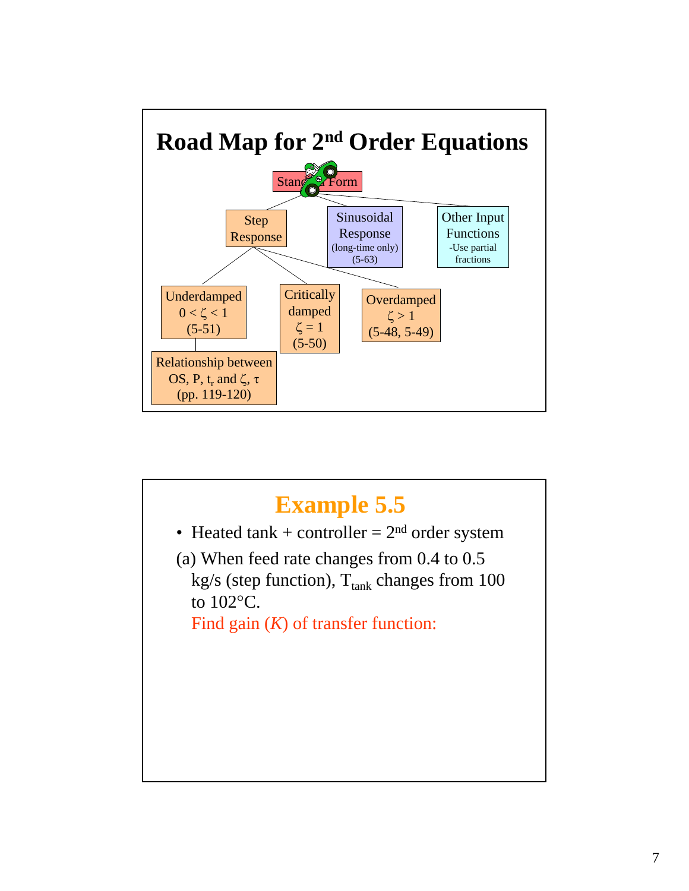# Road Map for $2^{nd}$ Order Equations

- Standard Form
  - Step Response
    - Underdamped $0 < \zeta < 1$ (5-51)
      - Relationship between OS, P, $t_r$ and $\zeta$, $\tau$ (pp. 119-120)
    - Critically damped $\zeta = 1$ (5-50)
    - Overdamped $\zeta > 1$ (5-48, 5-49)
  - Sinusoidal Response (long-time only) (5-63)
  - Other Input Functions -Use partial fractions

# Example 5.5

- Heated tank + controller = $2^{nd}$ order system

(a) When feed rate changes from 0.4 to 0.5 kg/s (step function), $T_{tank}$ changes from 100 to 102°C.

Find gain ($K$) of transfer function: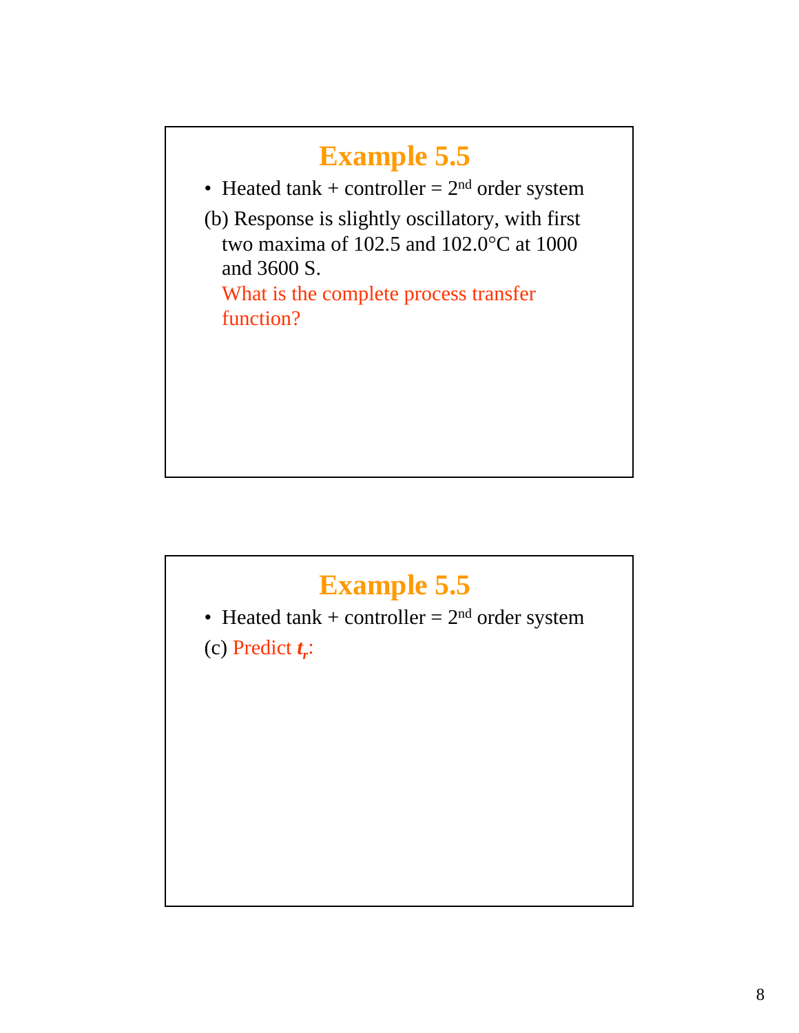## Example 5.5

- Heated tank + controller = 2nd order system

(b) Response is slightly oscillatory, with first two maxima of 102.5 and 102.0°C at 1000 and 3600 S.
What is the complete process transfer function?

## Example 5.5

- Heated tank + controller = 2nd order system

(c) Predict $t_r$: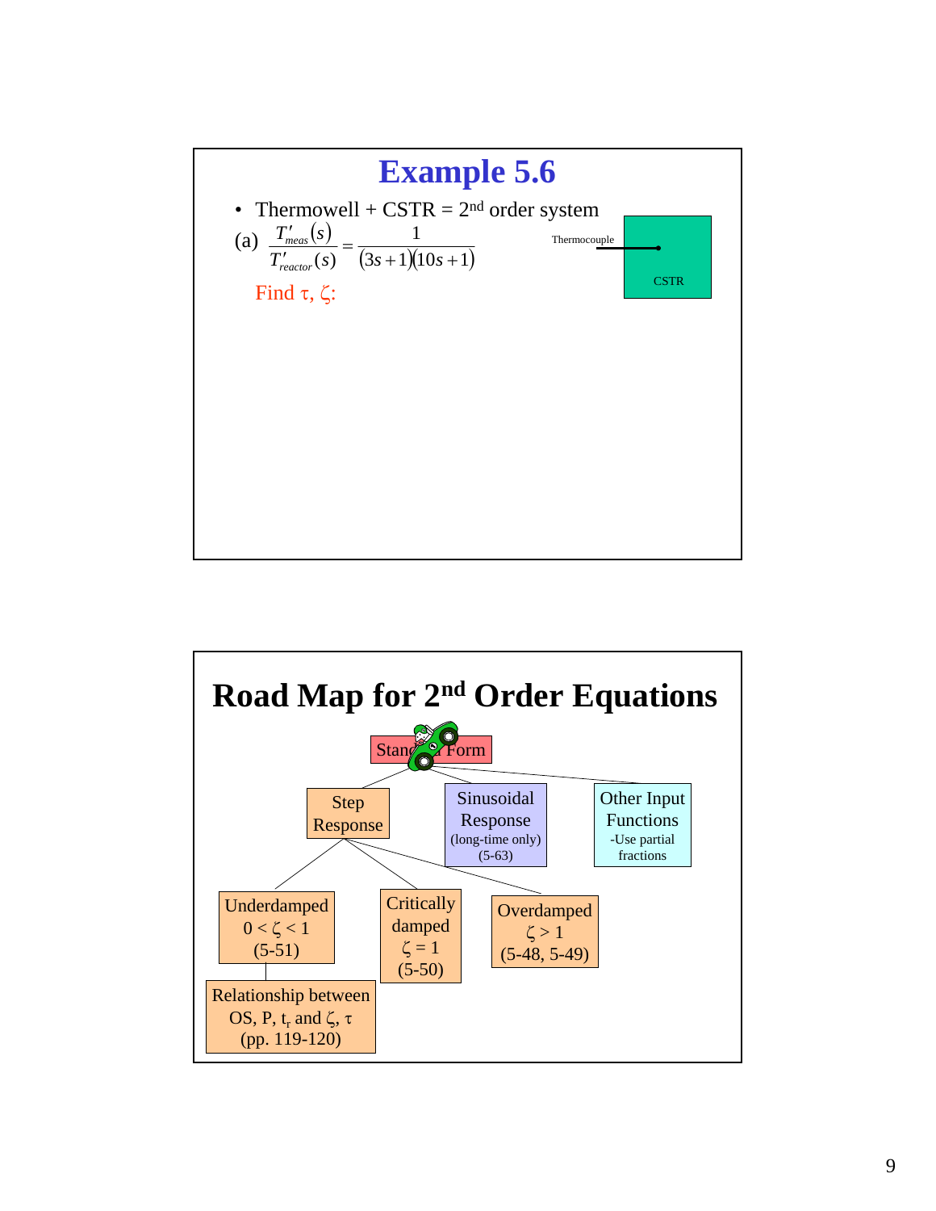# Example 5.6

- Thermowell + CSTR = 2[nd] order system

(a) $\dfrac{T'_{meas}(s)}{T'_{reactor}(s)} = \dfrac{1}{(3s+1)(10s+1)}$

Thermocouple

CSTR

Find $\tau$, $\zeta$:

# Road Map for 2[nd] Order Equations

Standard Form

- Step Response
  - Underdamped $0 < \zeta < 1$ (5-51)
    - Relationship between OS, P, $t_r$ and $\zeta$, $\tau$ (pp. 119-120)
  - Critically damped $\zeta = 1$ (5-50)
  - Overdamped $\zeta > 1$ (5-48, 5-49)
- Sinusoidal Response (long-time only) (5-63)
- Other Input Functions -Use partial fractions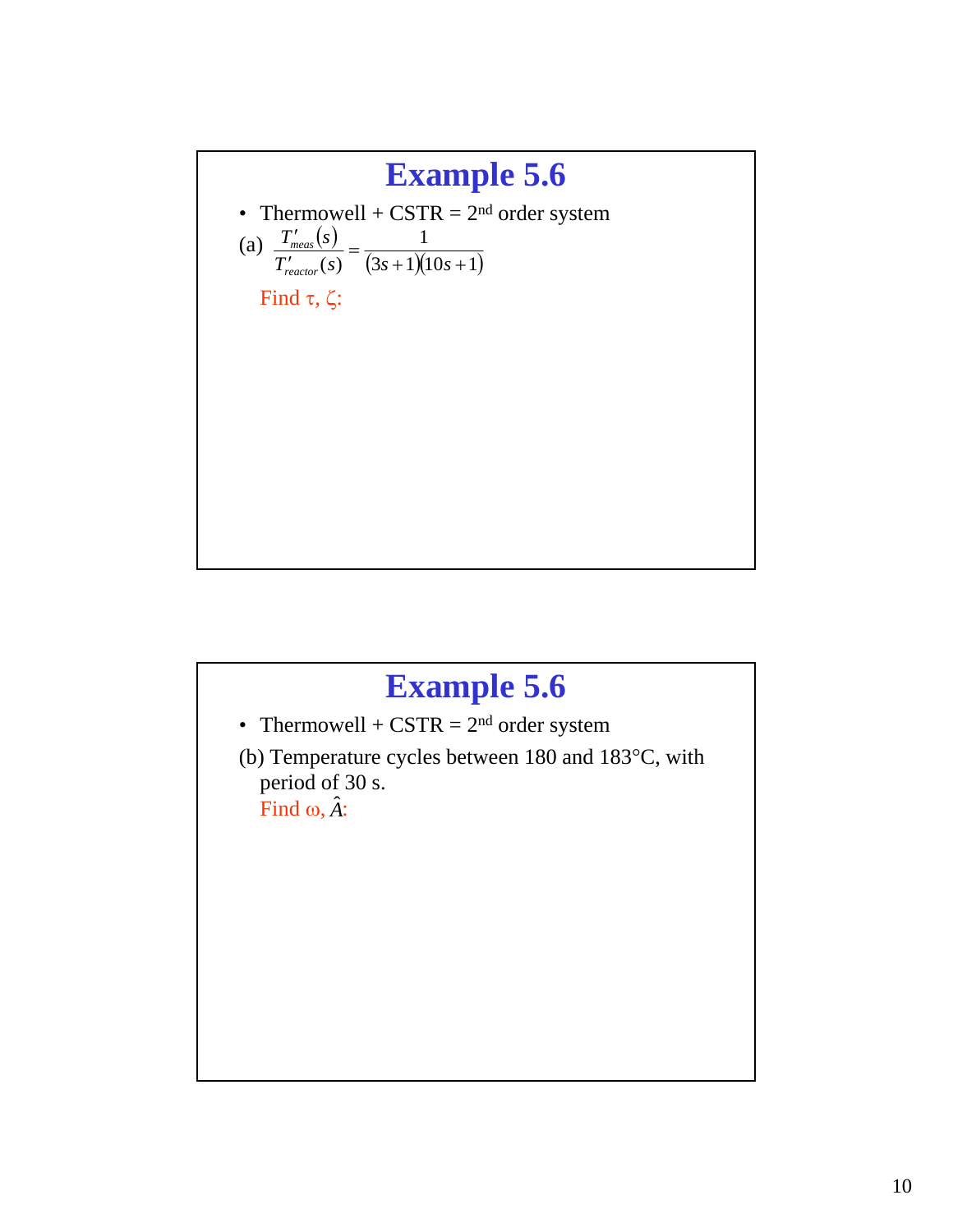# Example 5.6

- Thermowell + CSTR = 2[nd] order system

(a) $\frac{T'_{meas}(s)}{T'_{reactor}(s)} = \frac{1}{(3s+1)(10s+1)}$

Find $\tau$, $\zeta$:

# Example 5.6

- Thermowell + CSTR = 2[nd] order system

(b) Temperature cycles between 180 and 183°C, with period of 30 s.

Find $\omega$, $\hat{A}$: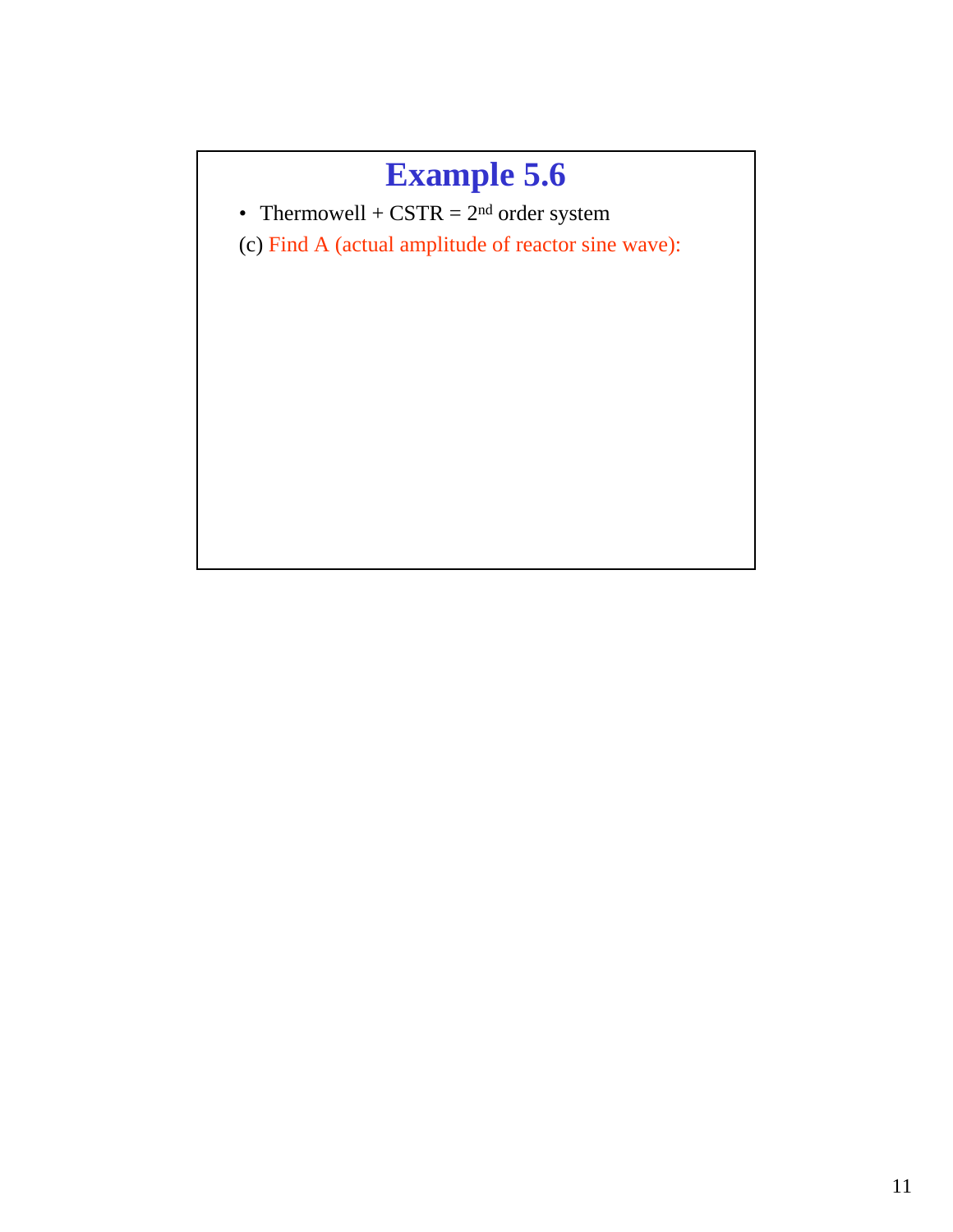# Example 5.6

- Thermowell + CSTR = $2^{nd}$ order system

(c) Find A (actual amplitude of reactor sine wave):